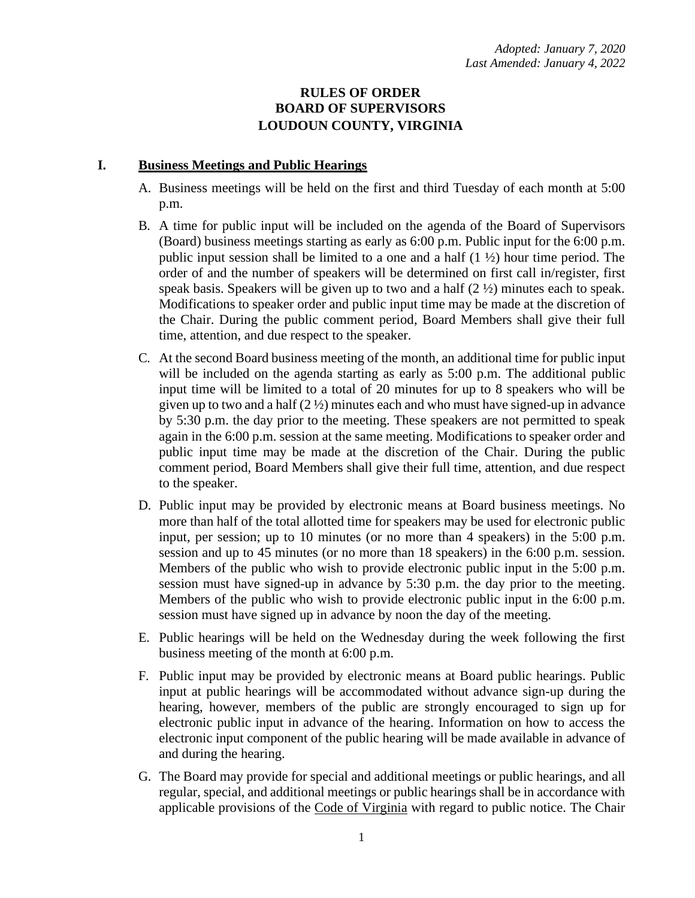*Adopted: January 7, 2020*
*Last Amended: January 4, 2022*

# RULES OF ORDER
# BOARD OF SUPERVISORS
# LOUDOUN COUNTY, VIRGINIA

## I. Business Meetings and Public Hearings

A. Business meetings will be held on the first and third Tuesday of each month at 5:00 p.m.

B. A time for public input will be included on the agenda of the Board of Supervisors (Board) business meetings starting as early as 6:00 p.m. Public input for the 6:00 p.m. public input session shall be limited to a one and a half (1 ½) hour time period. The order of and the number of speakers will be determined on first call in/register, first speak basis. Speakers will be given up to two and a half (2 ½) minutes each to speak. Modifications to speaker order and public input time may be made at the discretion of the Chair. During the public comment period, Board Members shall give their full time, attention, and due respect to the speaker.

C. At the second Board business meeting of the month, an additional time for public input will be included on the agenda starting as early as 5:00 p.m. The additional public input time will be limited to a total of 20 minutes for up to 8 speakers who will be given up to two and a half (2 ½) minutes each and who must have signed-up in advance by 5:30 p.m. the day prior to the meeting. These speakers are not permitted to speak again in the 6:00 p.m. session at the same meeting. Modifications to speaker order and public input time may be made at the discretion of the Chair. During the public comment period, Board Members shall give their full time, attention, and due respect to the speaker.

D. Public input may be provided by electronic means at Board business meetings. No more than half of the total allotted time for speakers may be used for electronic public input, per session; up to 10 minutes (or no more than 4 speakers) in the 5:00 p.m. session and up to 45 minutes (or no more than 18 speakers) in the 6:00 p.m. session. Members of the public who wish to provide electronic public input in the 5:00 p.m. session must have signed-up in advance by 5:30 p.m. the day prior to the meeting. Members of the public who wish to provide electronic public input in the 6:00 p.m. session must have signed up in advance by noon the day of the meeting.

E. Public hearings will be held on the Wednesday during the week following the first business meeting of the month at 6:00 p.m.

F. Public input may be provided by electronic means at Board public hearings. Public input at public hearings will be accommodated without advance sign-up during the hearing, however, members of the public are strongly encouraged to sign up for electronic public input in advance of the hearing. Information on how to access the electronic input component of the public hearing will be made available in advance of and during the hearing.

G. The Board may provide for special and additional meetings or public hearings, and all regular, special, and additional meetings or public hearings shall be in accordance with applicable provisions of the Code of Virginia with regard to public notice. The Chair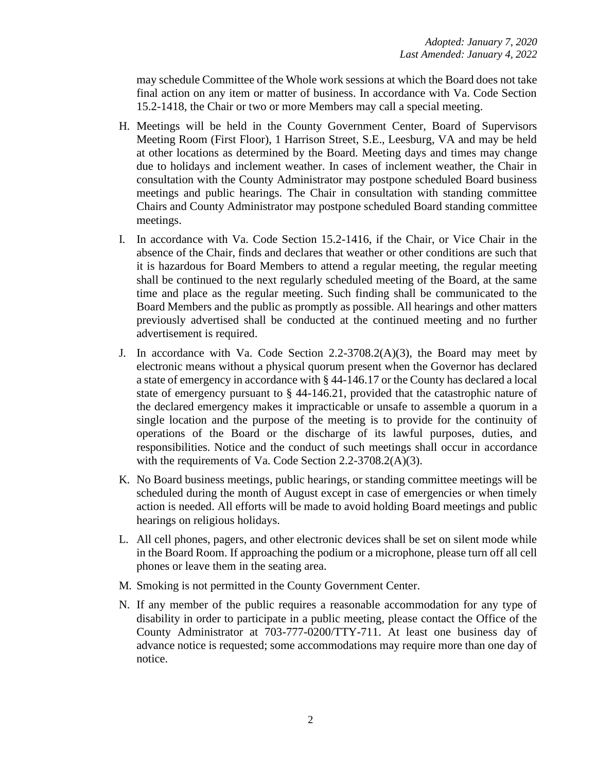may schedule Committee of the Whole work sessions at which the Board does not take final action on any item or matter of business. In accordance with Va. Code Section 15.2-1418, the Chair or two or more Members may call a special meeting.

H. Meetings will be held in the County Government Center, Board of Supervisors Meeting Room (First Floor), 1 Harrison Street, S.E., Leesburg, VA and may be held at other locations as determined by the Board. Meeting days and times may change due to holidays and inclement weather. In cases of inclement weather, the Chair in consultation with the County Administrator may postpone scheduled Board business meetings and public hearings. The Chair in consultation with standing committee Chairs and County Administrator may postpone scheduled Board standing committee meetings.

I. In accordance with Va. Code Section 15.2-1416, if the Chair, or Vice Chair in the absence of the Chair, finds and declares that weather or other conditions are such that it is hazardous for Board Members to attend a regular meeting, the regular meeting shall be continued to the next regularly scheduled meeting of the Board, at the same time and place as the regular meeting. Such finding shall be communicated to the Board Members and the public as promptly as possible. All hearings and other matters previously advertised shall be conducted at the continued meeting and no further advertisement is required.

J. In accordance with Va. Code Section 2.2-3708.2(A)(3), the Board may meet by electronic means without a physical quorum present when the Governor has declared a state of emergency in accordance with § 44-146.17 or the County has declared a local state of emergency pursuant to § 44-146.21, provided that the catastrophic nature of the declared emergency makes it impracticable or unsafe to assemble a quorum in a single location and the purpose of the meeting is to provide for the continuity of operations of the Board or the discharge of its lawful purposes, duties, and responsibilities. Notice and the conduct of such meetings shall occur in accordance with the requirements of Va. Code Section 2.2-3708.2(A)(3).

K. No Board business meetings, public hearings, or standing committee meetings will be scheduled during the month of August except in case of emergencies or when timely action is needed. All efforts will be made to avoid holding Board meetings and public hearings on religious holidays.

L. All cell phones, pagers, and other electronic devices shall be set on silent mode while in the Board Room. If approaching the podium or a microphone, please turn off all cell phones or leave them in the seating area.

M. Smoking is not permitted in the County Government Center.

N. If any member of the public requires a reasonable accommodation for any type of disability in order to participate in a public meeting, please contact the Office of the County Administrator at 703-777-0200/TTY-711. At least one business day of advance notice is requested; some accommodations may require more than one day of notice.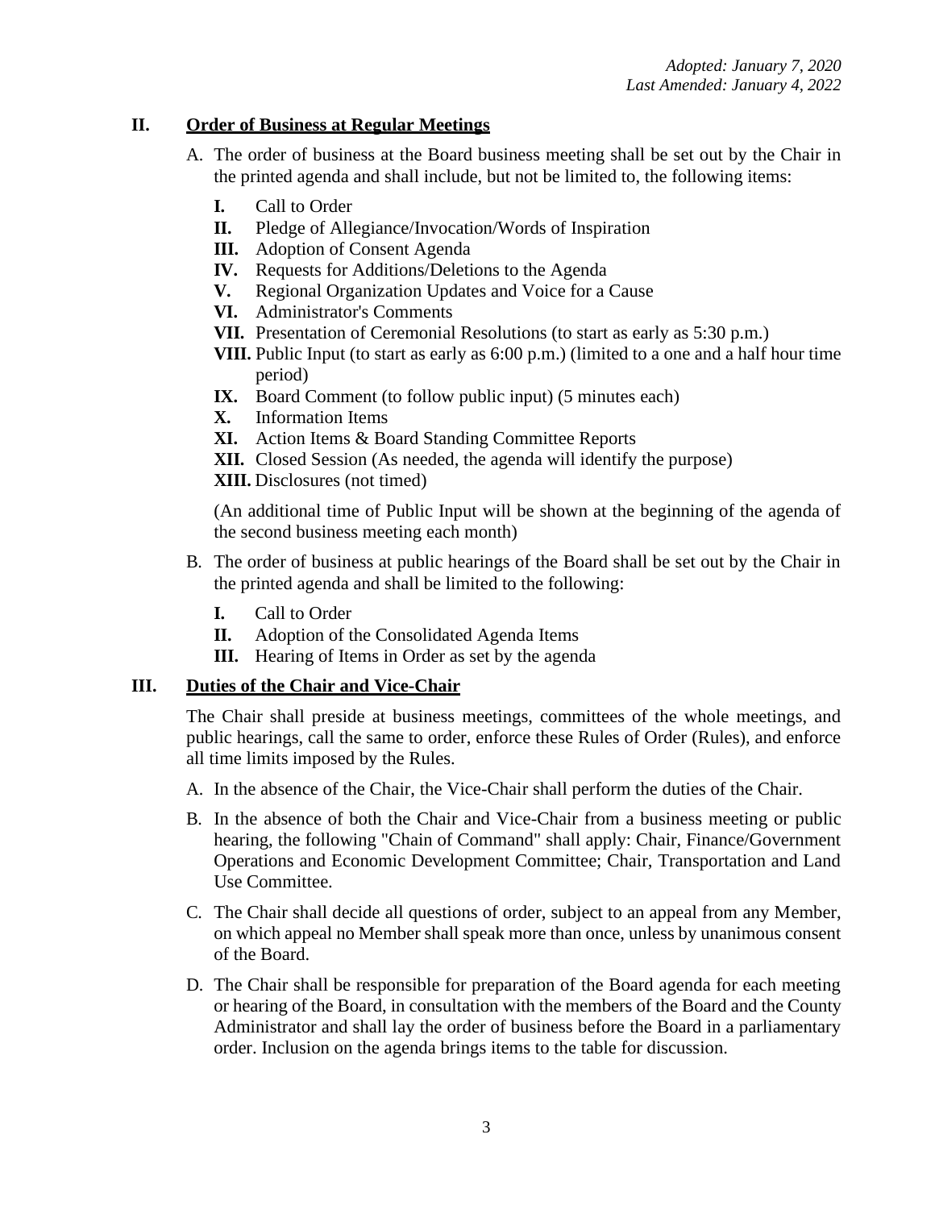*Adopted: January 7, 2020*
*Last Amended: January 4, 2022*

## II. Order of Business at Regular Meetings

A. The order of business at the Board business meeting shall be set out by the Chair in the printed agenda and shall include, but not be limited to, the following items:

**I.** Call to Order
**II.** Pledge of Allegiance/Invocation/Words of Inspiration
**III.** Adoption of Consent Agenda
**IV.** Requests for Additions/Deletions to the Agenda
**V.** Regional Organization Updates and Voice for a Cause
**VI.** Administrator's Comments
**VII.** Presentation of Ceremonial Resolutions (to start as early as 5:30 p.m.)
**VIII.** Public Input (to start as early as 6:00 p.m.) (limited to a one and a half hour time period)
**IX.** Board Comment (to follow public input) (5 minutes each)
**X.** Information Items
**XI.** Action Items & Board Standing Committee Reports
**XII.** Closed Session (As needed, the agenda will identify the purpose)
**XIII.** Disclosures (not timed)

(An additional time of Public Input will be shown at the beginning of the agenda of the second business meeting each month)

B. The order of business at public hearings of the Board shall be set out by the Chair in the printed agenda and shall be limited to the following:

**I.** Call to Order
**II.** Adoption of the Consolidated Agenda Items
**III.** Hearing of Items in Order as set by the agenda

## III. Duties of the Chair and Vice-Chair

The Chair shall preside at business meetings, committees of the whole meetings, and public hearings, call the same to order, enforce these Rules of Order (Rules), and enforce all time limits imposed by the Rules.

A. In the absence of the Chair, the Vice-Chair shall perform the duties of the Chair.

B. In the absence of both the Chair and Vice-Chair from a business meeting or public hearing, the following "Chain of Command" shall apply: Chair, Finance/Government Operations and Economic Development Committee; Chair, Transportation and Land Use Committee.

C. The Chair shall decide all questions of order, subject to an appeal from any Member, on which appeal no Member shall speak more than once, unless by unanimous consent of the Board.

D. The Chair shall be responsible for preparation of the Board agenda for each meeting or hearing of the Board, in consultation with the members of the Board and the County Administrator and shall lay the order of business before the Board in a parliamentary order. Inclusion on the agenda brings items to the table for discussion.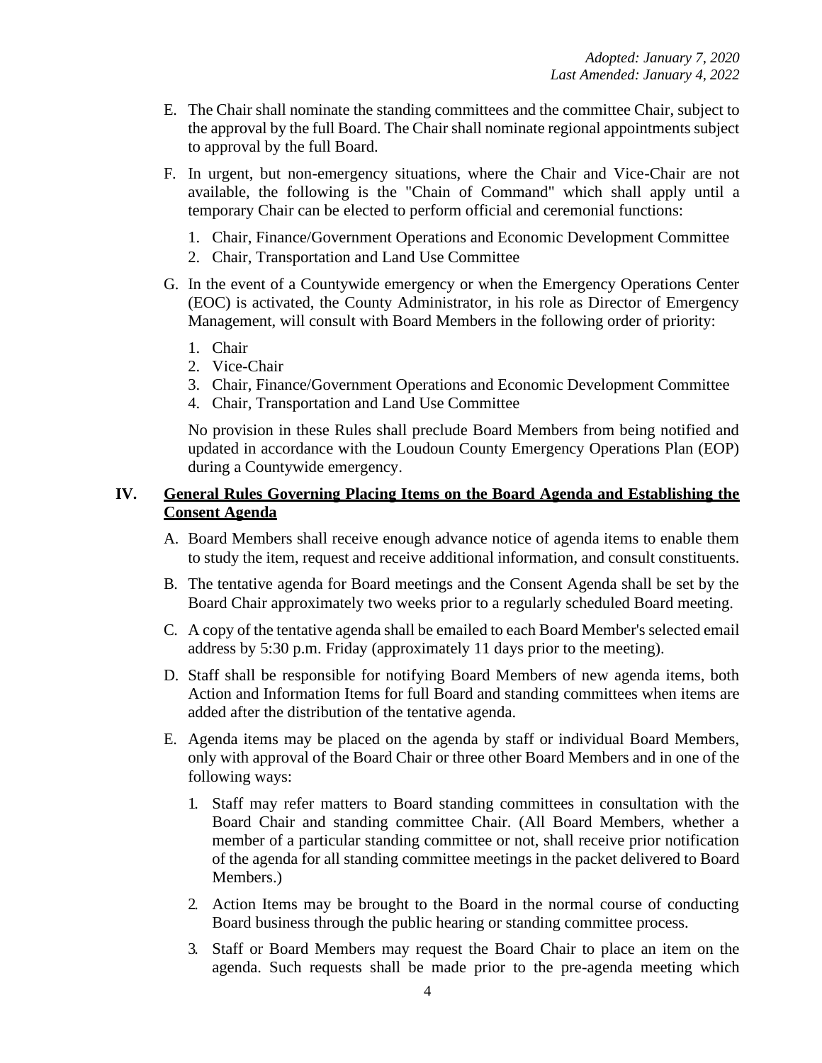*Adopted: January 7, 2020*
*Last Amended: January 4, 2022*

E. The Chair shall nominate the standing committees and the committee Chair, subject to the approval by the full Board. The Chair shall nominate regional appointments subject to approval by the full Board.

F. In urgent, but non-emergency situations, where the Chair and Vice-Chair are not available, the following is the "Chain of Command" which shall apply until a temporary Chair can be elected to perform official and ceremonial functions:

   1. Chair, Finance/Government Operations and Economic Development Committee
   2. Chair, Transportation and Land Use Committee

G. In the event of a Countywide emergency or when the Emergency Operations Center (EOC) is activated, the County Administrator, in his role as Director of Emergency Management, will consult with Board Members in the following order of priority:

   1. Chair
   2. Vice-Chair
   3. Chair, Finance/Government Operations and Economic Development Committee
   4. Chair, Transportation and Land Use Committee

   No provision in these Rules shall preclude Board Members from being notified and updated in accordance with the Loudoun County Emergency Operations Plan (EOP) during a Countywide emergency.

## IV. General Rules Governing Placing Items on the Board Agenda and Establishing the Consent Agenda

A. Board Members shall receive enough advance notice of agenda items to enable them to study the item, request and receive additional information, and consult constituents.

B. The tentative agenda for Board meetings and the Consent Agenda shall be set by the Board Chair approximately two weeks prior to a regularly scheduled Board meeting.

C. A copy of the tentative agenda shall be emailed to each Board Member's selected email address by 5:30 p.m. Friday (approximately 11 days prior to the meeting).

D. Staff shall be responsible for notifying Board Members of new agenda items, both Action and Information Items for full Board and standing committees when items are added after the distribution of the tentative agenda.

E. Agenda items may be placed on the agenda by staff or individual Board Members, only with approval of the Board Chair or three other Board Members and in one of the following ways:

   1. Staff may refer matters to Board standing committees in consultation with the Board Chair and standing committee Chair. (All Board Members, whether a member of a particular standing committee or not, shall receive prior notification of the agenda for all standing committee meetings in the packet delivered to Board Members.)

   2. Action Items may be brought to the Board in the normal course of conducting Board business through the public hearing or standing committee process.

   3. Staff or Board Members may request the Board Chair to place an item on the agenda. Such requests shall be made prior to the pre-agenda meeting which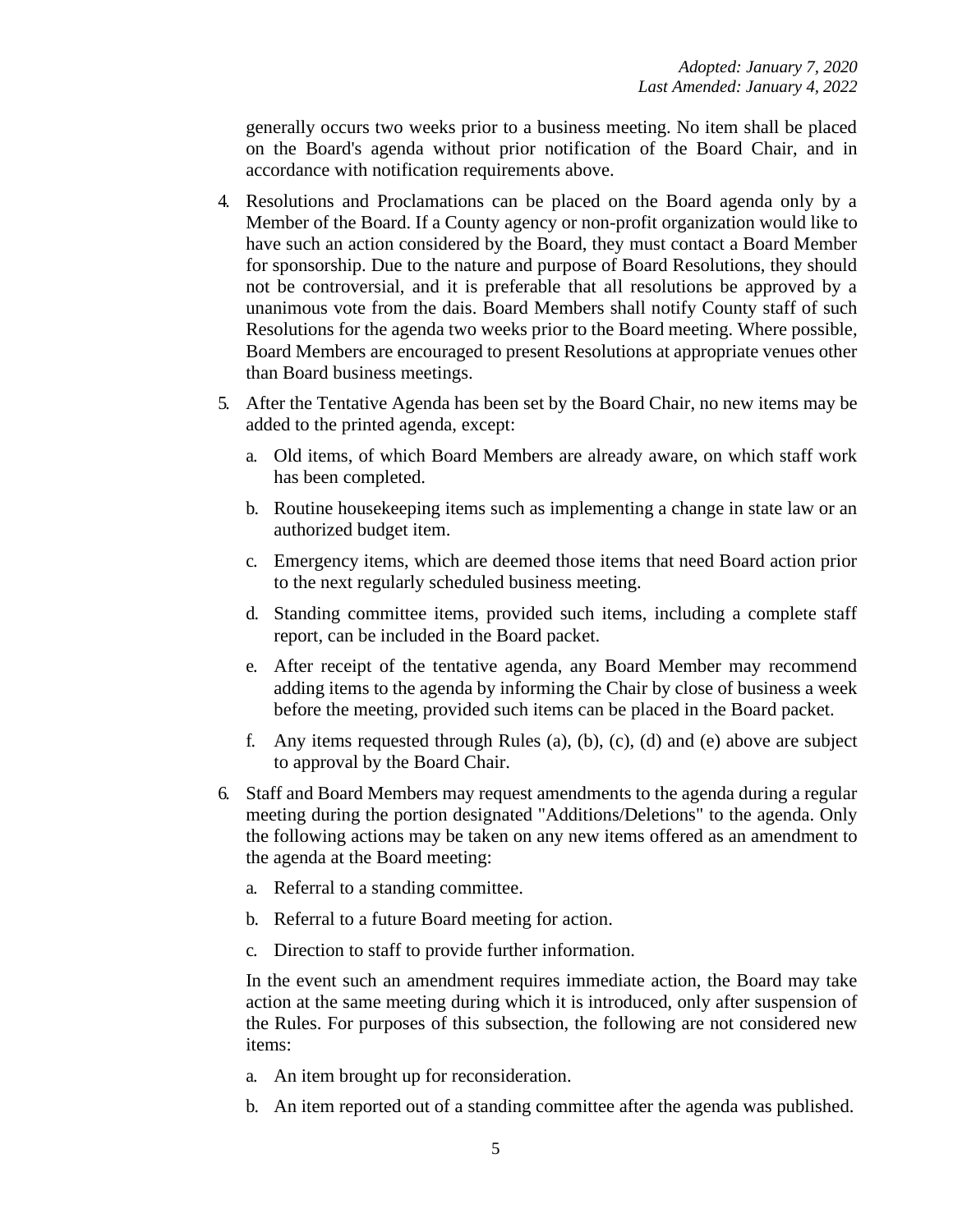generally occurs two weeks prior to a business meeting. No item shall be placed on the Board's agenda without prior notification of the Board Chair, and in accordance with notification requirements above.

4. Resolutions and Proclamations can be placed on the Board agenda only by a Member of the Board. If a County agency or non-profit organization would like to have such an action considered by the Board, they must contact a Board Member for sponsorship. Due to the nature and purpose of Board Resolutions, they should not be controversial, and it is preferable that all resolutions be approved by a unanimous vote from the dais. Board Members shall notify County staff of such Resolutions for the agenda two weeks prior to the Board meeting. Where possible, Board Members are encouraged to present Resolutions at appropriate venues other than Board business meetings.

5. After the Tentative Agenda has been set by the Board Chair, no new items may be added to the printed agenda, except:

   a. Old items, of which Board Members are already aware, on which staff work has been completed.

   b. Routine housekeeping items such as implementing a change in state law or an authorized budget item.

   c. Emergency items, which are deemed those items that need Board action prior to the next regularly scheduled business meeting.

   d. Standing committee items, provided such items, including a complete staff report, can be included in the Board packet.

   e. After receipt of the tentative agenda, any Board Member may recommend adding items to the agenda by informing the Chair by close of business a week before the meeting, provided such items can be placed in the Board packet.

   f. Any items requested through Rules (a), (b), (c), (d) and (e) above are subject to approval by the Board Chair.

6. Staff and Board Members may request amendments to the agenda during a regular meeting during the portion designated "Additions/Deletions" to the agenda. Only the following actions may be taken on any new items offered as an amendment to the agenda at the Board meeting:

   a. Referral to a standing committee.

   b. Referral to a future Board meeting for action.

   c. Direction to staff to provide further information.

   In the event such an amendment requires immediate action, the Board may take action at the same meeting during which it is introduced, only after suspension of the Rules. For purposes of this subsection, the following are not considered new items:

   a. An item brought up for reconsideration.

   b. An item reported out of a standing committee after the agenda was published.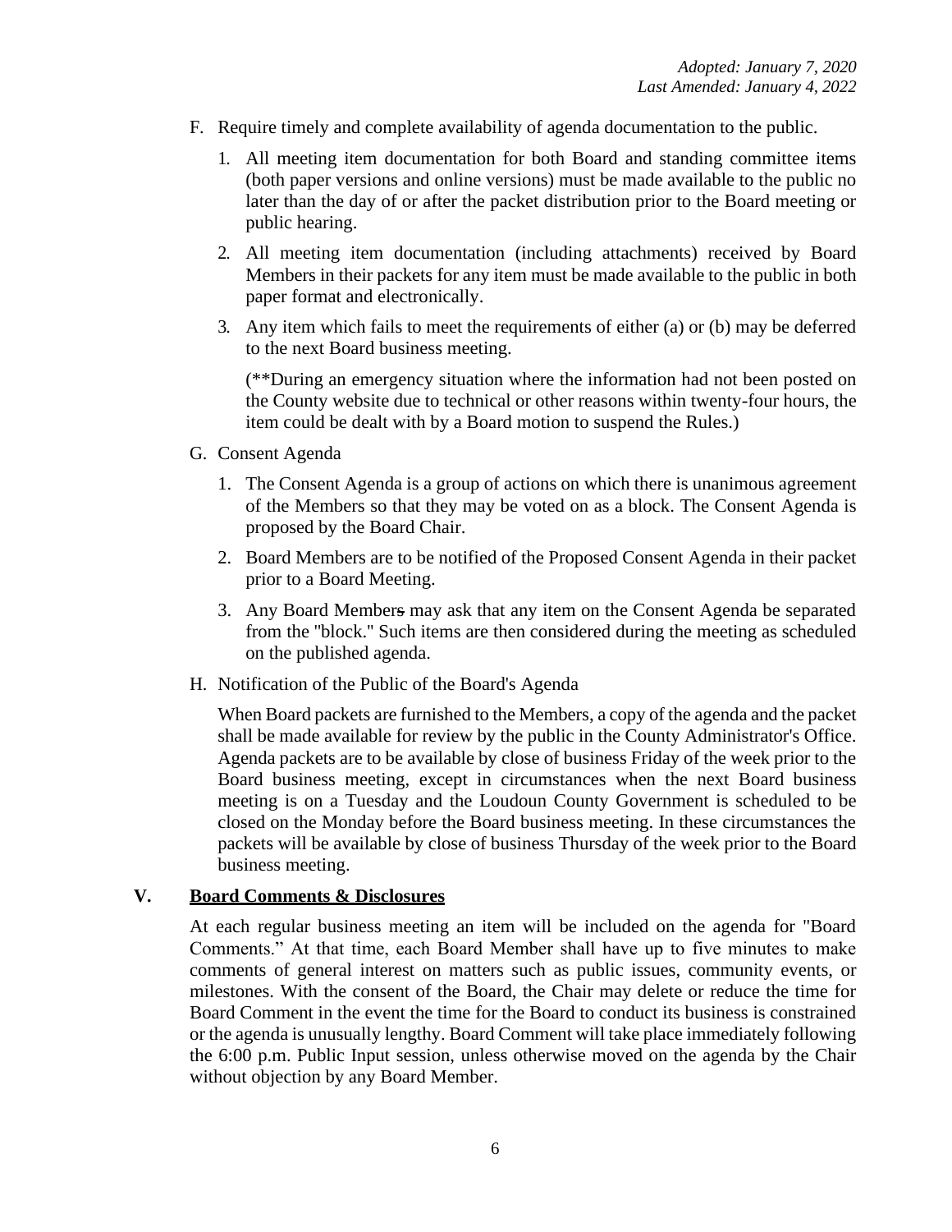*Adopted: January 7, 2020*
*Last Amended: January 4, 2022*

F. Require timely and complete availability of agenda documentation to the public.

   1. All meeting item documentation for both Board and standing committee items (both paper versions and online versions) must be made available to the public no later than the day of or after the packet distribution prior to the Board meeting or public hearing.

   2. All meeting item documentation (including attachments) received by Board Members in their packets for any item must be made available to the public in both paper format and electronically.

   3. Any item which fails to meet the requirements of either (a) or (b) may be deferred to the next Board business meeting.

   (**During an emergency situation where the information had not been posted on the County website due to technical or other reasons within twenty-four hours, the item could be dealt with by a Board motion to suspend the Rules.)

G. Consent Agenda

   1. The Consent Agenda is a group of actions on which there is unanimous agreement of the Members so that they may be voted on as a block. The Consent Agenda is proposed by the Board Chair.

   2. Board Members are to be notified of the Proposed Consent Agenda in their packet prior to a Board Meeting.

   3. Any Board ~~Members~~ Member may ask that any item on the Consent Agenda be separated from the "block." Such items are then considered during the meeting as scheduled on the published agenda.

H. Notification of the Public of the Board's Agenda

   When Board packets are furnished to the Members, a copy of the agenda and the packet shall be made available for review by the public in the County Administrator's Office. Agenda packets are to be available by close of business Friday of the week prior to the Board business meeting, except in circumstances when the next Board business meeting is on a Tuesday and the Loudoun County Government is scheduled to be closed on the Monday before the Board business meeting. In these circumstances the packets will be available by close of business Thursday of the week prior to the Board business meeting.

## V. <u>Board Comments & Disclosures</u>

At each regular business meeting an item will be included on the agenda for "Board Comments." At that time, each Board Member shall have up to five minutes to make comments of general interest on matters such as public issues, community events, or milestones. With the consent of the Board, the Chair may delete or reduce the time for Board Comment in the event the time for the Board to conduct its business is constrained or the agenda is unusually lengthy. Board Comment will take place immediately following the 6:00 p.m. Public Input session, unless otherwise moved on the agenda by the Chair without objection by any Board Member.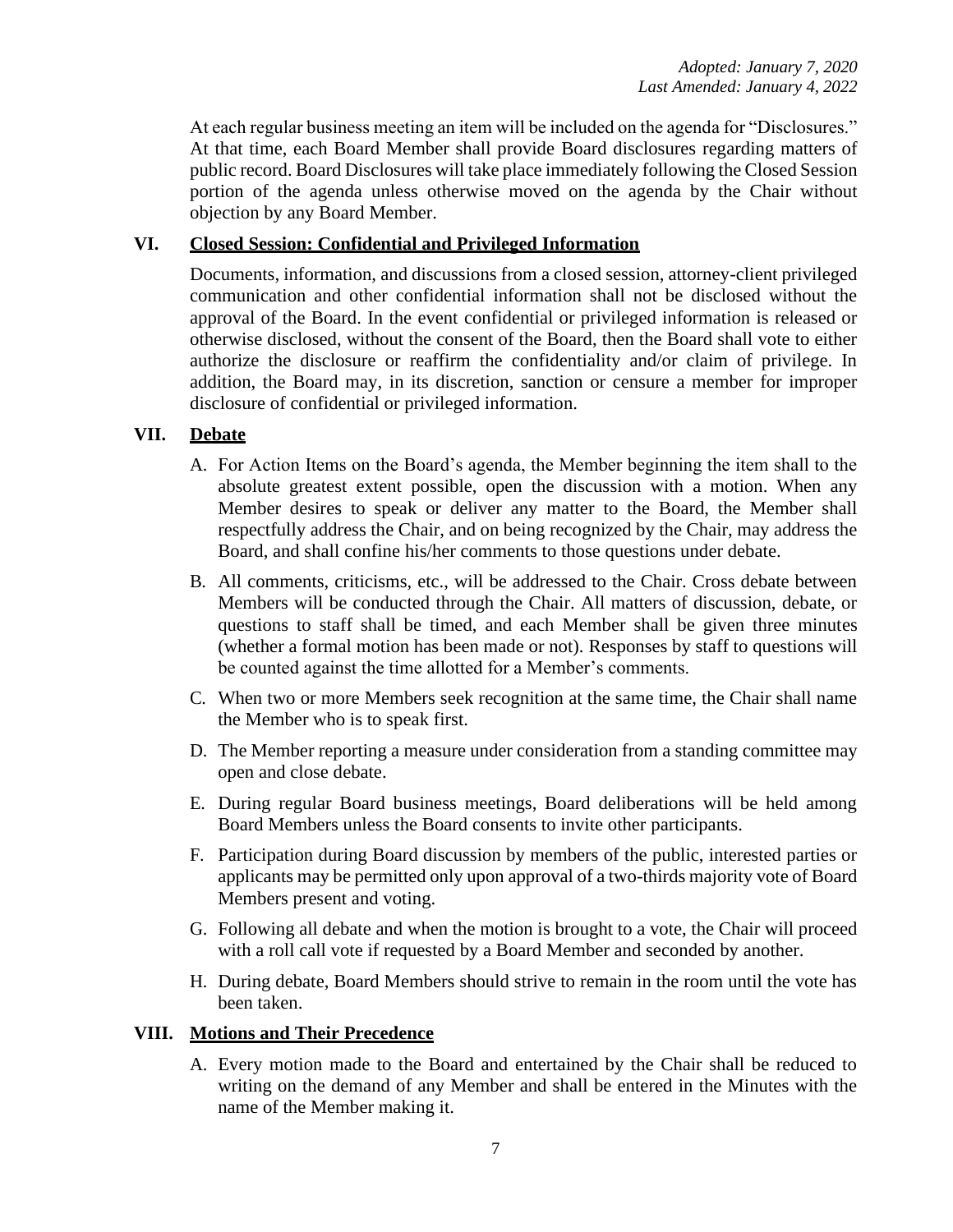*Adopted: January 7, 2020*
*Last Amended: January 4, 2022*

At each regular business meeting an item will be included on the agenda for "Disclosures." At that time, each Board Member shall provide Board disclosures regarding matters of public record. Board Disclosures will take place immediately following the Closed Session portion of the agenda unless otherwise moved on the agenda by the Chair without objection by any Board Member.

## VI. Closed Session: Confidential and Privileged Information

Documents, information, and discussions from a closed session, attorney-client privileged communication and other confidential information shall not be disclosed without the approval of the Board. In the event confidential or privileged information is released or otherwise disclosed, without the consent of the Board, then the Board shall vote to either authorize the disclosure or reaffirm the confidentiality and/or claim of privilege. In addition, the Board may, in its discretion, sanction or censure a member for improper disclosure of confidential or privileged information.

## VII. Debate

A. For Action Items on the Board's agenda, the Member beginning the item shall to the absolute greatest extent possible, open the discussion with a motion. When any Member desires to speak or deliver any matter to the Board, the Member shall respectfully address the Chair, and on being recognized by the Chair, may address the Board, and shall confine his/her comments to those questions under debate.

B. All comments, criticisms, etc., will be addressed to the Chair. Cross debate between Members will be conducted through the Chair. All matters of discussion, debate, or questions to staff shall be timed, and each Member shall be given three minutes (whether a formal motion has been made or not). Responses by staff to questions will be counted against the time allotted for a Member's comments.

C. When two or more Members seek recognition at the same time, the Chair shall name the Member who is to speak first.

D. The Member reporting a measure under consideration from a standing committee may open and close debate.

E. During regular Board business meetings, Board deliberations will be held among Board Members unless the Board consents to invite other participants.

F. Participation during Board discussion by members of the public, interested parties or applicants may be permitted only upon approval of a two-thirds majority vote of Board Members present and voting.

G. Following all debate and when the motion is brought to a vote, the Chair will proceed with a roll call vote if requested by a Board Member and seconded by another.

H. During debate, Board Members should strive to remain in the room until the vote has been taken.

## VIII. Motions and Their Precedence

A. Every motion made to the Board and entertained by the Chair shall be reduced to writing on the demand of any Member and shall be entered in the Minutes with the name of the Member making it.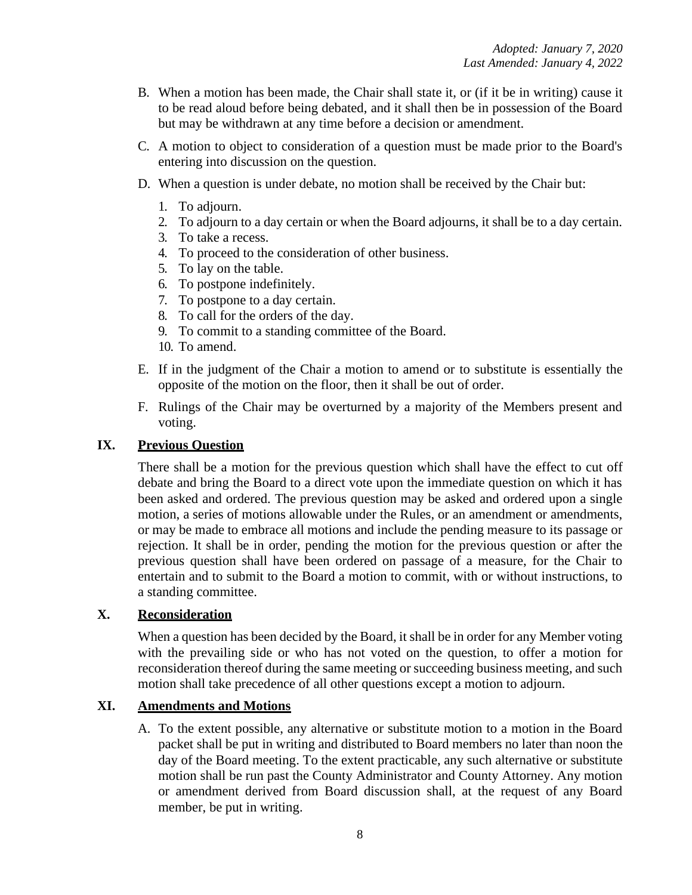B. When a motion has been made, the Chair shall state it, or (if it be in writing) cause it to be read aloud before being debated, and it shall then be in possession of the Board but may be withdrawn at any time before a decision or amendment.

C. A motion to object to consideration of a question must be made prior to the Board's entering into discussion on the question.

D. When a question is under debate, no motion shall be received by the Chair but:

   1. To adjourn.
   2. To adjourn to a day certain or when the Board adjourns, it shall be to a day certain.
   3. To take a recess.
   4. To proceed to the consideration of other business.
   5. To lay on the table.
   6. To postpone indefinitely.
   7. To postpone to a day certain.
   8. To call for the orders of the day.
   9. To commit to a standing committee of the Board.
   10. To amend.

E. If in the judgment of the Chair a motion to amend or to substitute is essentially the opposite of the motion on the floor, then it shall be out of order.

F. Rulings of the Chair may be overturned by a majority of the Members present and voting.

## IX. Previous Question

There shall be a motion for the previous question which shall have the effect to cut off debate and bring the Board to a direct vote upon the immediate question on which it has been asked and ordered. The previous question may be asked and ordered upon a single motion, a series of motions allowable under the Rules, or an amendment or amendments, or may be made to embrace all motions and include the pending measure to its passage or rejection. It shall be in order, pending the motion for the previous question or after the previous question shall have been ordered on passage of a measure, for the Chair to entertain and to submit to the Board a motion to commit, with or without instructions, to a standing committee.

## X. Reconsideration

When a question has been decided by the Board, it shall be in order for any Member voting with the prevailing side or who has not voted on the question, to offer a motion for reconsideration thereof during the same meeting or succeeding business meeting, and such motion shall take precedence of all other questions except a motion to adjourn.

## XI. Amendments and Motions

A. To the extent possible, any alternative or substitute motion to a motion in the Board packet shall be put in writing and distributed to Board members no later than noon the day of the Board meeting. To the extent practicable, any such alternative or substitute motion shall be run past the County Administrator and County Attorney. Any motion or amendment derived from Board discussion shall, at the request of any Board member, be put in writing.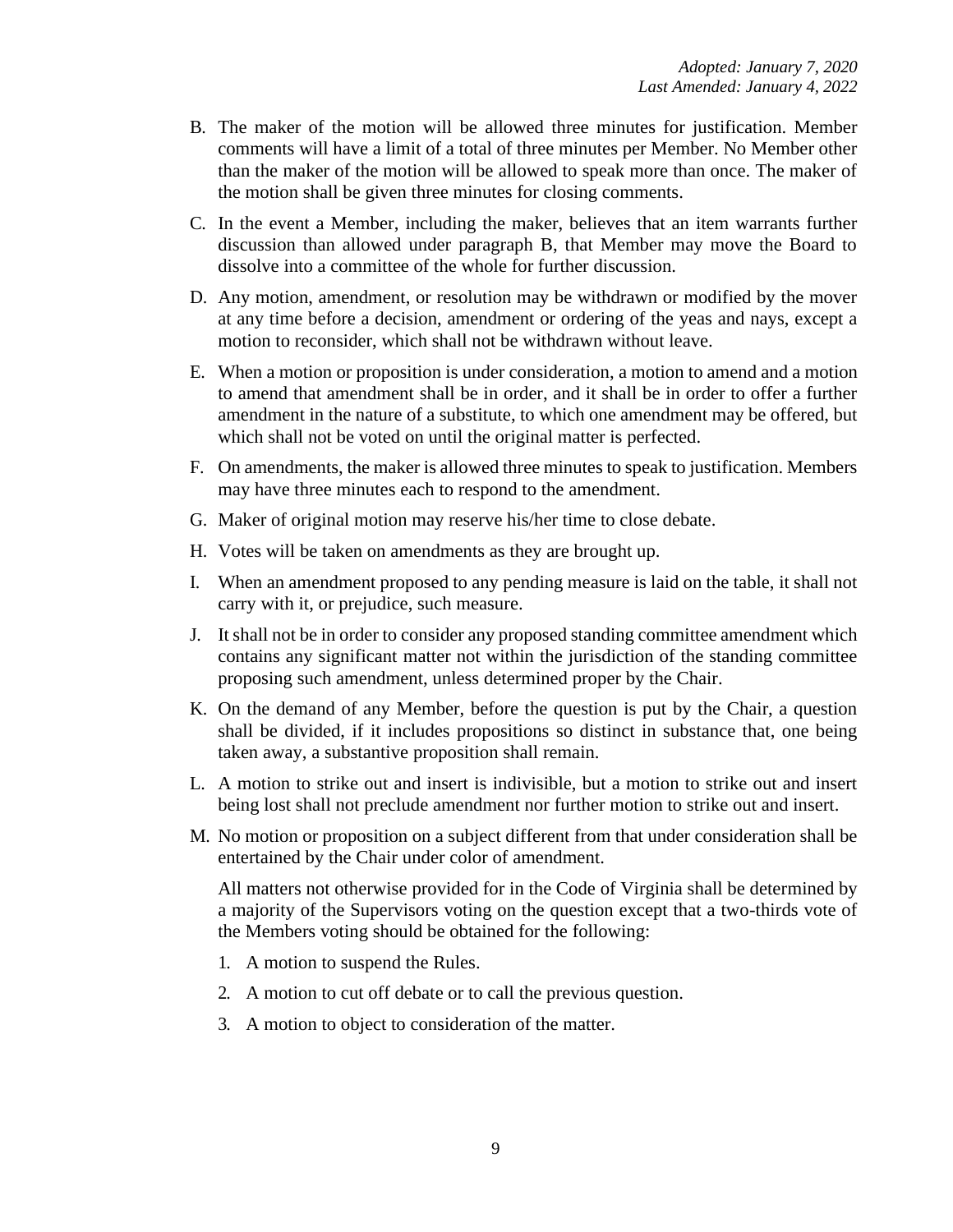B. The maker of the motion will be allowed three minutes for justification. Member comments will have a limit of a total of three minutes per Member. No Member other than the maker of the motion will be allowed to speak more than once. The maker of the motion shall be given three minutes for closing comments.

C. In the event a Member, including the maker, believes that an item warrants further discussion than allowed under paragraph B, that Member may move the Board to dissolve into a committee of the whole for further discussion.

D. Any motion, amendment, or resolution may be withdrawn or modified by the mover at any time before a decision, amendment or ordering of the yeas and nays, except a motion to reconsider, which shall not be withdrawn without leave.

E. When a motion or proposition is under consideration, a motion to amend and a motion to amend that amendment shall be in order, and it shall be in order to offer a further amendment in the nature of a substitute, to which one amendment may be offered, but which shall not be voted on until the original matter is perfected.

F. On amendments, the maker is allowed three minutes to speak to justification. Members may have three minutes each to respond to the amendment.

G. Maker of original motion may reserve his/her time to close debate.

H. Votes will be taken on amendments as they are brought up.

I. When an amendment proposed to any pending measure is laid on the table, it shall not carry with it, or prejudice, such measure.

J. It shall not be in order to consider any proposed standing committee amendment which contains any significant matter not within the jurisdiction of the standing committee proposing such amendment, unless determined proper by the Chair.

K. On the demand of any Member, before the question is put by the Chair, a question shall be divided, if it includes propositions so distinct in substance that, one being taken away, a substantive proposition shall remain.

L. A motion to strike out and insert is indivisible, but a motion to strike out and insert being lost shall not preclude amendment nor further motion to strike out and insert.

M. No motion or proposition on a subject different from that under consideration shall be entertained by the Chair under color of amendment.

   All matters not otherwise provided for in the Code of Virginia shall be determined by a majority of the Supervisors voting on the question except that a two-thirds vote of the Members voting should be obtained for the following:

   1. A motion to suspend the Rules.
   2. A motion to cut off debate or to call the previous question.
   3. A motion to object to consideration of the matter.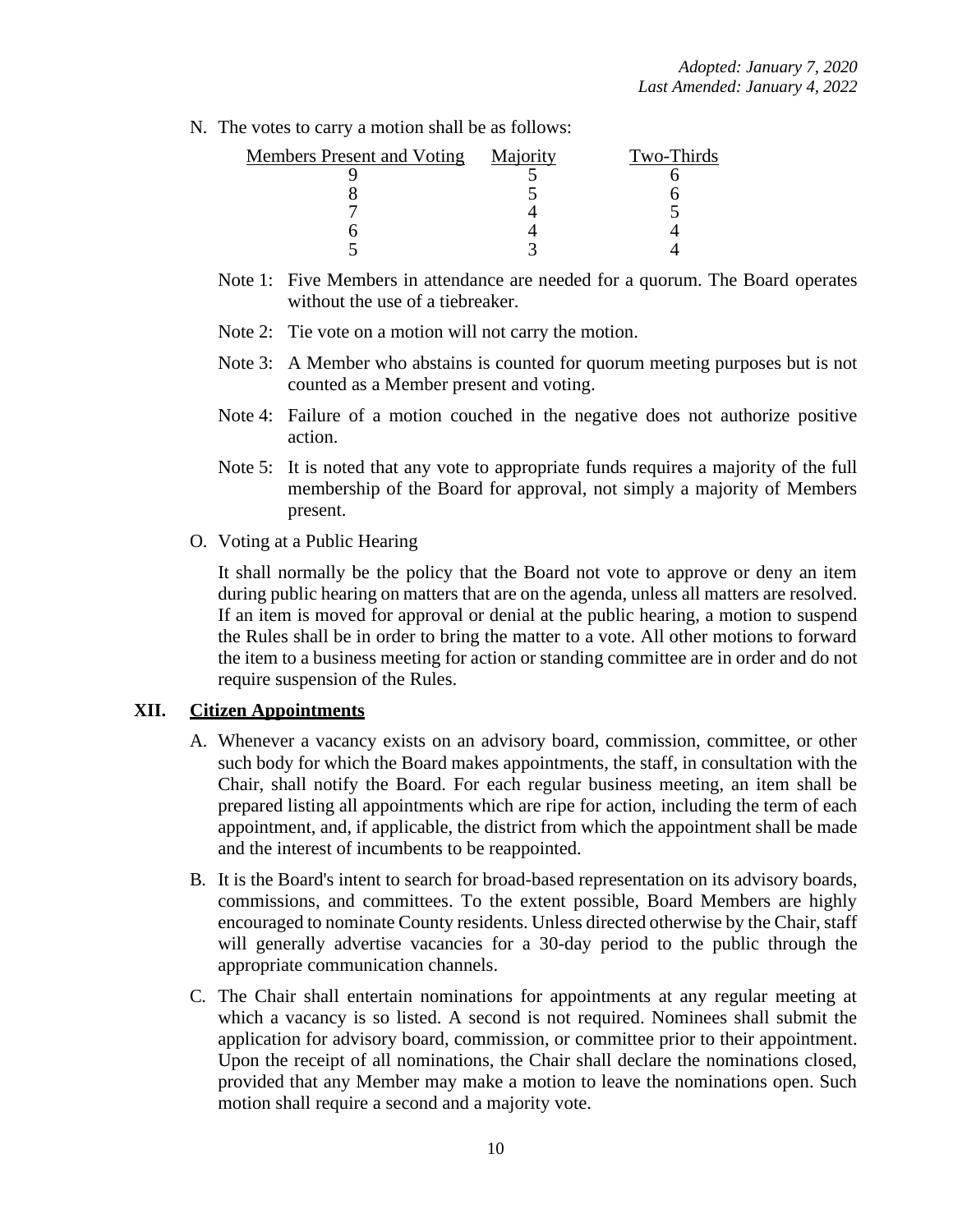N. The votes to carry a motion shall be as follows:

| Members Present and Voting | Majority | Two-Thirds |
|---|---|---|
| 9 | 5 | 6 |
| 8 | 5 | 6 |
| 7 | 4 | 5 |
| 6 | 4 | 4 |
| 5 | 3 | 4 |

Note 1: Five Members in attendance are needed for a quorum. The Board operates without the use of a tiebreaker.

Note 2: Tie vote on a motion will not carry the motion.

Note 3: A Member who abstains is counted for quorum meeting purposes but is not counted as a Member present and voting.

Note 4: Failure of a motion couched in the negative does not authorize positive action.

Note 5: It is noted that any vote to appropriate funds requires a majority of the full membership of the Board for approval, not simply a majority of Members present.

O. Voting at a Public Hearing

It shall normally be the policy that the Board not vote to approve or deny an item during public hearing on matters that are on the agenda, unless all matters are resolved. If an item is moved for approval or denial at the public hearing, a motion to suspend the Rules shall be in order to bring the matter to a vote. All other motions to forward the item to a business meeting for action or standing committee are in order and do not require suspension of the Rules.

## XII. Citizen Appointments

A. Whenever a vacancy exists on an advisory board, commission, committee, or other such body for which the Board makes appointments, the staff, in consultation with the Chair, shall notify the Board. For each regular business meeting, an item shall be prepared listing all appointments which are ripe for action, including the term of each appointment, and, if applicable, the district from which the appointment shall be made and the interest of incumbents to be reappointed.

B. It is the Board's intent to search for broad-based representation on its advisory boards, commissions, and committees. To the extent possible, Board Members are highly encouraged to nominate County residents. Unless directed otherwise by the Chair, staff will generally advertise vacancies for a 30-day period to the public through the appropriate communication channels.

C. The Chair shall entertain nominations for appointments at any regular meeting at which a vacancy is so listed. A second is not required. Nominees shall submit the application for advisory board, commission, or committee prior to their appointment. Upon the receipt of all nominations, the Chair shall declare the nominations closed, provided that any Member may make a motion to leave the nominations open. Such motion shall require a second and a majority vote.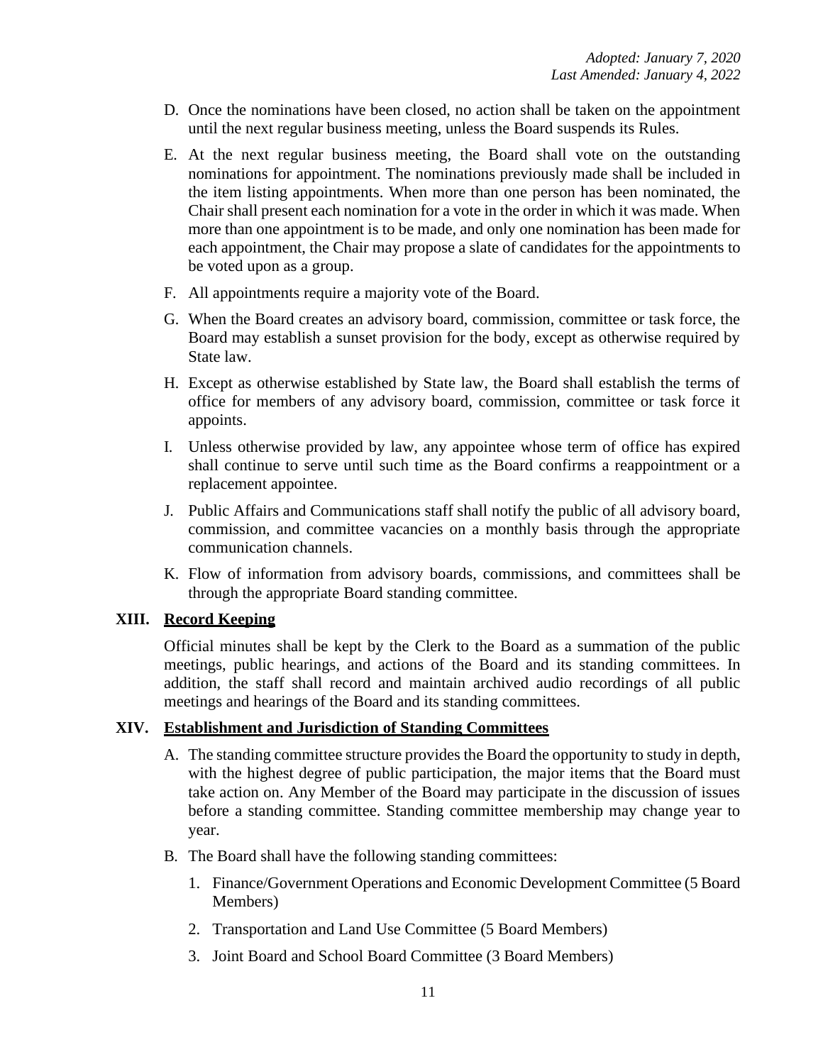D. Once the nominations have been closed, no action shall be taken on the appointment until the next regular business meeting, unless the Board suspends its Rules.

E. At the next regular business meeting, the Board shall vote on the outstanding nominations for appointment. The nominations previously made shall be included in the item listing appointments. When more than one person has been nominated, the Chair shall present each nomination for a vote in the order in which it was made. When more than one appointment is to be made, and only one nomination has been made for each appointment, the Chair may propose a slate of candidates for the appointments to be voted upon as a group.

F. All appointments require a majority vote of the Board.

G. When the Board creates an advisory board, commission, committee or task force, the Board may establish a sunset provision for the body, except as otherwise required by State law.

H. Except as otherwise established by State law, the Board shall establish the terms of office for members of any advisory board, commission, committee or task force it appoints.

I. Unless otherwise provided by law, any appointee whose term of office has expired shall continue to serve until such time as the Board confirms a reappointment or a replacement appointee.

J. Public Affairs and Communications staff shall notify the public of all advisory board, commission, and committee vacancies on a monthly basis through the appropriate communication channels.

K. Flow of information from advisory boards, commissions, and committees shall be through the appropriate Board standing committee.

## XIII. Record Keeping

Official minutes shall be kept by the Clerk to the Board as a summation of the public meetings, public hearings, and actions of the Board and its standing committees. In addition, the staff shall record and maintain archived audio recordings of all public meetings and hearings of the Board and its standing committees.

## XIV. Establishment and Jurisdiction of Standing Committees

A. The standing committee structure provides the Board the opportunity to study in depth, with the highest degree of public participation, the major items that the Board must take action on. Any Member of the Board may participate in the discussion of issues before a standing committee. Standing committee membership may change year to year.

B. The Board shall have the following standing committees:

1. Finance/Government Operations and Economic Development Committee (5 Board Members)
2. Transportation and Land Use Committee (5 Board Members)
3. Joint Board and School Board Committee (3 Board Members)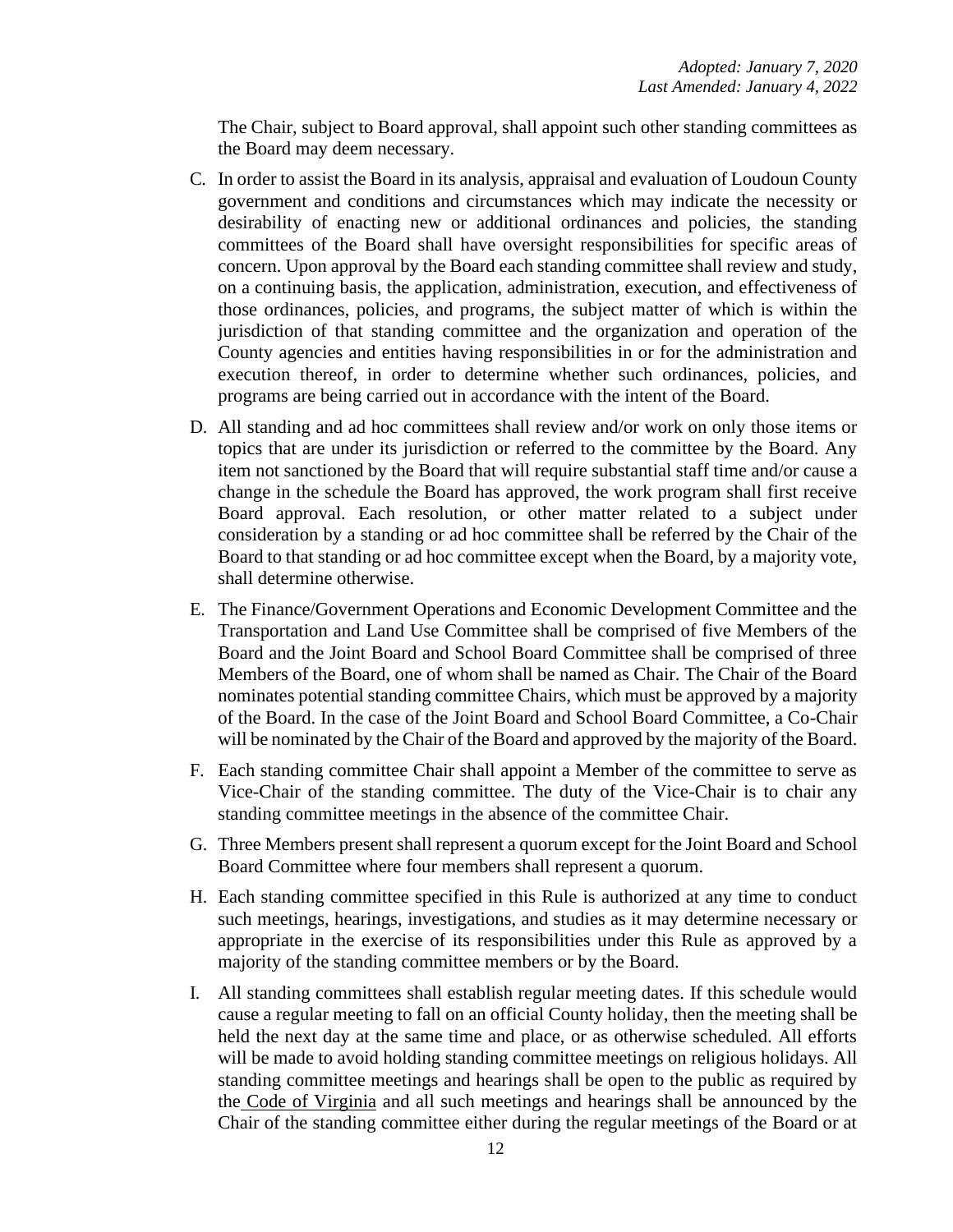The Chair, subject to Board approval, shall appoint such other standing committees as the Board may deem necessary.

C. In order to assist the Board in its analysis, appraisal and evaluation of Loudoun County government and conditions and circumstances which may indicate the necessity or desirability of enacting new or additional ordinances and policies, the standing committees of the Board shall have oversight responsibilities for specific areas of concern. Upon approval by the Board each standing committee shall review and study, on a continuing basis, the application, administration, execution, and effectiveness of those ordinances, policies, and programs, the subject matter of which is within the jurisdiction of that standing committee and the organization and operation of the County agencies and entities having responsibilities in or for the administration and execution thereof, in order to determine whether such ordinances, policies, and programs are being carried out in accordance with the intent of the Board.

D. All standing and ad hoc committees shall review and/or work on only those items or topics that are under its jurisdiction or referred to the committee by the Board. Any item not sanctioned by the Board that will require substantial staff time and/or cause a change in the schedule the Board has approved, the work program shall first receive Board approval. Each resolution, or other matter related to a subject under consideration by a standing or ad hoc committee shall be referred by the Chair of the Board to that standing or ad hoc committee except when the Board, by a majority vote, shall determine otherwise.

E. The Finance/Government Operations and Economic Development Committee and the Transportation and Land Use Committee shall be comprised of five Members of the Board and the Joint Board and School Board Committee shall be comprised of three Members of the Board, one of whom shall be named as Chair. The Chair of the Board nominates potential standing committee Chairs, which must be approved by a majority of the Board. In the case of the Joint Board and School Board Committee, a Co-Chair will be nominated by the Chair of the Board and approved by the majority of the Board.

F. Each standing committee Chair shall appoint a Member of the committee to serve as Vice-Chair of the standing committee. The duty of the Vice-Chair is to chair any standing committee meetings in the absence of the committee Chair.

G. Three Members present shall represent a quorum except for the Joint Board and School Board Committee where four members shall represent a quorum.

H. Each standing committee specified in this Rule is authorized at any time to conduct such meetings, hearings, investigations, and studies as it may determine necessary or appropriate in the exercise of its responsibilities under this Rule as approved by a majority of the standing committee members or by the Board.

I. All standing committees shall establish regular meeting dates. If this schedule would cause a regular meeting to fall on an official County holiday, then the meeting shall be held the next day at the same time and place, or as otherwise scheduled. All efforts will be made to avoid holding standing committee meetings on religious holidays. All standing committee meetings and hearings shall be open to the public as required by the Code of Virginia and all such meetings and hearings shall be announced by the Chair of the standing committee either during the regular meetings of the Board or at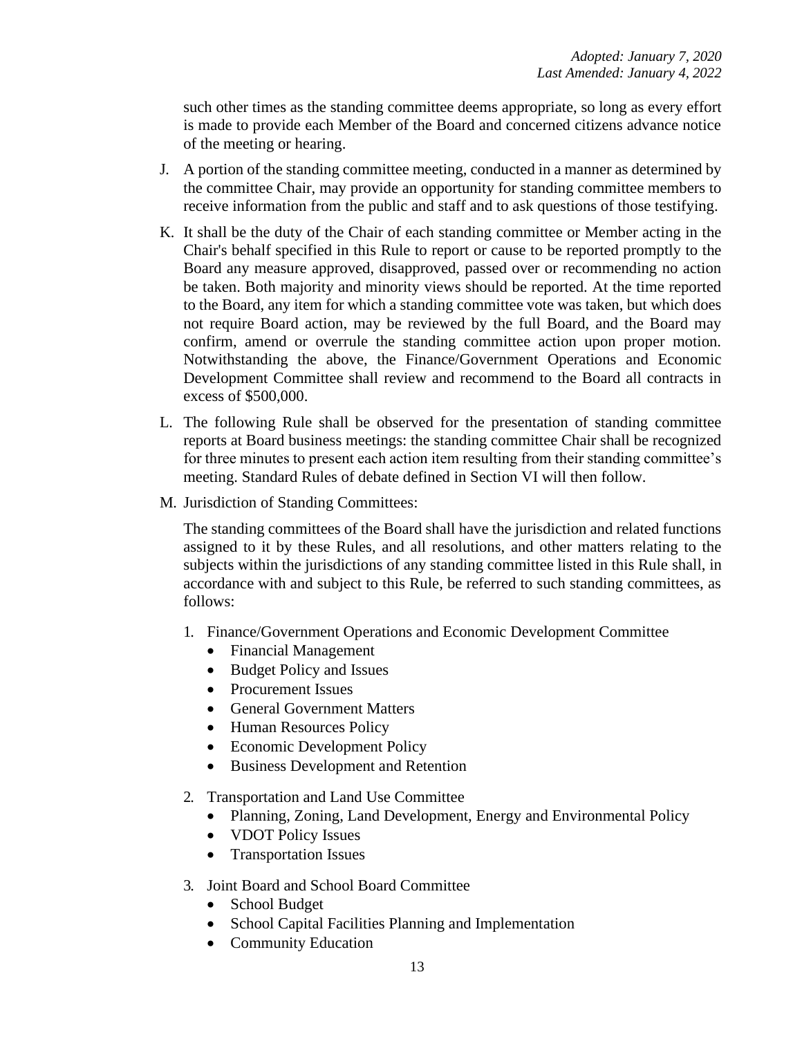such other times as the standing committee deems appropriate, so long as every effort is made to provide each Member of the Board and concerned citizens advance notice of the meeting or hearing.

J. A portion of the standing committee meeting, conducted in a manner as determined by the committee Chair, may provide an opportunity for standing committee members to receive information from the public and staff and to ask questions of those testifying.

K. It shall be the duty of the Chair of each standing committee or Member acting in the Chair's behalf specified in this Rule to report or cause to be reported promptly to the Board any measure approved, disapproved, passed over or recommending no action be taken. Both majority and minority views should be reported. At the time reported to the Board, any item for which a standing committee vote was taken, but which does not require Board action, may be reviewed by the full Board, and the Board may confirm, amend or overrule the standing committee action upon proper motion. Notwithstanding the above, the Finance/Government Operations and Economic Development Committee shall review and recommend to the Board all contracts in excess of $500,000.

L. The following Rule shall be observed for the presentation of standing committee reports at Board business meetings: the standing committee Chair shall be recognized for three minutes to present each action item resulting from their standing committee's meeting. Standard Rules of debate defined in Section VI will then follow.

M. Jurisdiction of Standing Committees:

   The standing committees of the Board shall have the jurisdiction and related functions assigned to it by these Rules, and all resolutions, and other matters relating to the subjects within the jurisdictions of any standing committee listed in this Rule shall, in accordance with and subject to this Rule, be referred to such standing committees, as follows:

   1. Finance/Government Operations and Economic Development Committee
      - Financial Management
      - Budget Policy and Issues
      - Procurement Issues
      - General Government Matters
      - Human Resources Policy
      - Economic Development Policy
      - Business Development and Retention

   2. Transportation and Land Use Committee
      - Planning, Zoning, Land Development, Energy and Environmental Policy
      - VDOT Policy Issues
      - Transportation Issues

   3. Joint Board and School Board Committee
      - School Budget
      - School Capital Facilities Planning and Implementation
      - Community Education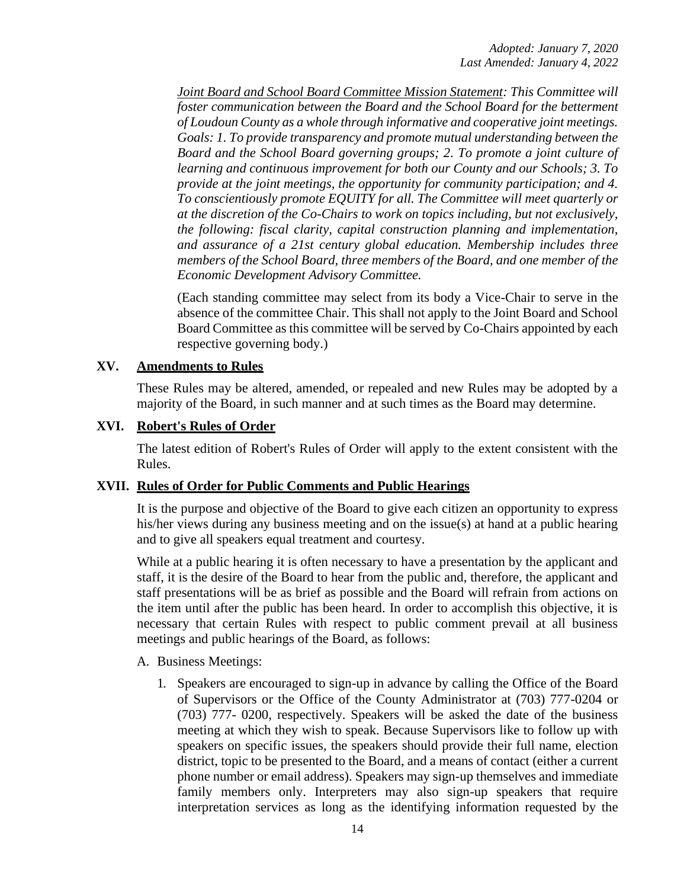*Adopted: January 7, 2020*
*Last Amended: January 4, 2022*

*Joint Board and School Board Committee Mission Statement: This Committee will foster communication between the Board and the School Board for the betterment of Loudoun County as a whole through informative and cooperative joint meetings. Goals: 1. To provide transparency and promote mutual understanding between the Board and the School Board governing groups; 2. To promote a joint culture of learning and continuous improvement for both our County and our Schools; 3. To provide at the joint meetings, the opportunity for community participation; and 4. To conscientiously promote EQUITY for all. The Committee will meet quarterly or at the discretion of the Co-Chairs to work on topics including, but not exclusively, the following: fiscal clarity, capital construction planning and implementation, and assurance of a 21st century global education. Membership includes three members of the School Board, three members of the Board, and one member of the Economic Development Advisory Committee.*

(Each standing committee may select from its body a Vice-Chair to serve in the absence of the committee Chair. This shall not apply to the Joint Board and School Board Committee as this committee will be served by Co-Chairs appointed by each respective governing body.)

## XV. Amendments to Rules

These Rules may be altered, amended, or repealed and new Rules may be adopted by a majority of the Board, in such manner and at such times as the Board may determine.

## XVI. Robert's Rules of Order

The latest edition of Robert's Rules of Order will apply to the extent consistent with the Rules.

## XVII. Rules of Order for Public Comments and Public Hearings

It is the purpose and objective of the Board to give each citizen an opportunity to express his/her views during any business meeting and on the issue(s) at hand at a public hearing and to give all speakers equal treatment and courtesy.

While at a public hearing it is often necessary to have a presentation by the applicant and staff, it is the desire of the Board to hear from the public and, therefore, the applicant and staff presentations will be as brief as possible and the Board will refrain from actions on the item until after the public has been heard. In order to accomplish this objective, it is necessary that certain Rules with respect to public comment prevail at all business meetings and public hearings of the Board, as follows:

A. Business Meetings:

1. Speakers are encouraged to sign-up in advance by calling the Office of the Board of Supervisors or the Office of the County Administrator at (703) 777-0204 or (703) 777- 0200, respectively. Speakers will be asked the date of the business meeting at which they wish to speak. Because Supervisors like to follow up with speakers on specific issues, the speakers should provide their full name, election district, topic to be presented to the Board, and a means of contact (either a current phone number or email address). Speakers may sign-up themselves and immediate family members only. Interpreters may also sign-up speakers that require interpretation services as long as the identifying information requested by the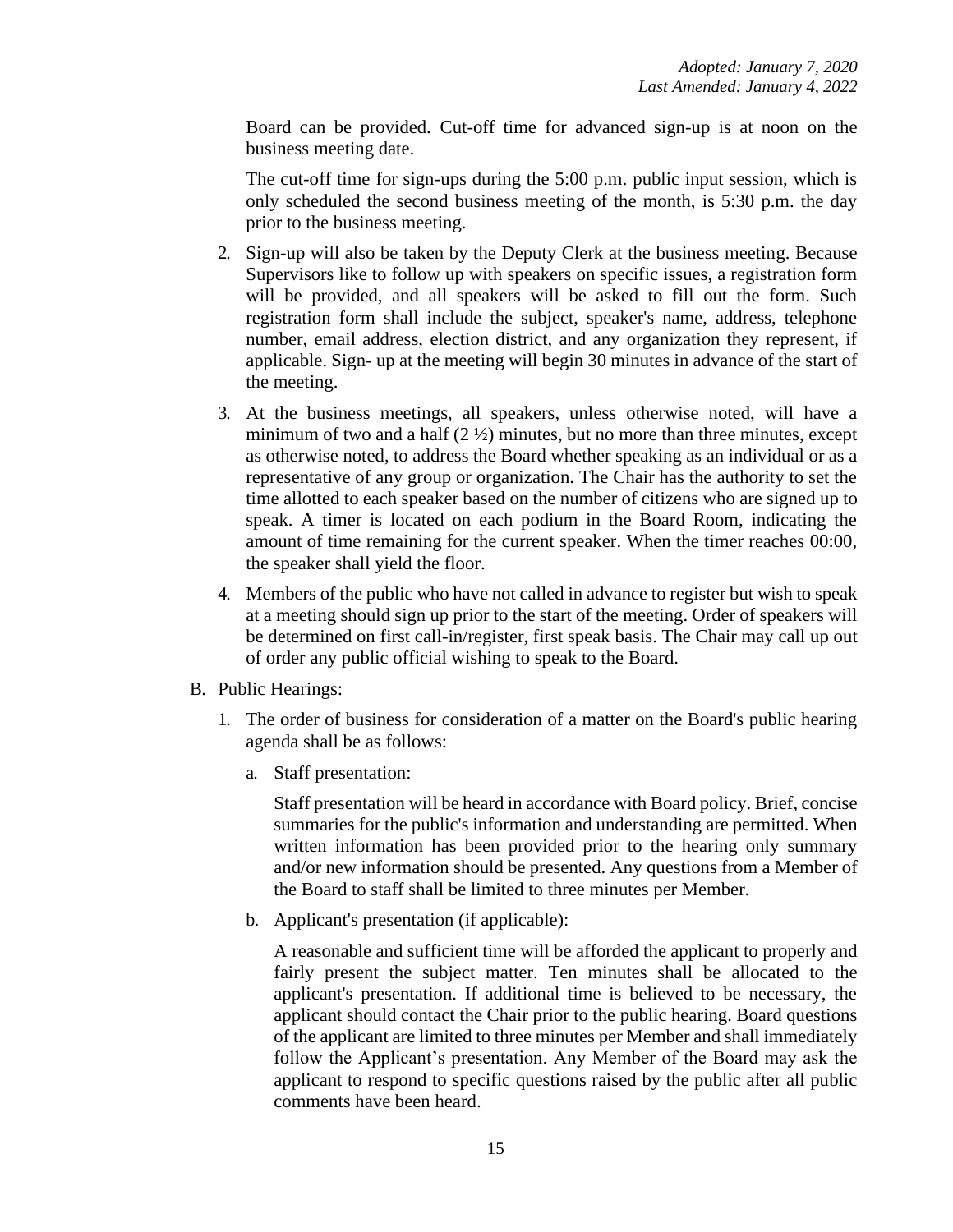Board can be provided. Cut-off time for advanced sign-up is at noon on the business meeting date.

The cut-off time for sign-ups during the 5:00 p.m. public input session, which is only scheduled the second business meeting of the month, is 5:30 p.m. the day prior to the business meeting.

2. Sign-up will also be taken by the Deputy Clerk at the business meeting. Because Supervisors like to follow up with speakers on specific issues, a registration form will be provided, and all speakers will be asked to fill out the form. Such registration form shall include the subject, speaker's name, address, telephone number, email address, election district, and any organization they represent, if applicable. Sign- up at the meeting will begin 30 minutes in advance of the start of the meeting.

3. At the business meetings, all speakers, unless otherwise noted, will have a minimum of two and a half (2 ½) minutes, but no more than three minutes, except as otherwise noted, to address the Board whether speaking as an individual or as a representative of any group or organization. The Chair has the authority to set the time allotted to each speaker based on the number of citizens who are signed up to speak. A timer is located on each podium in the Board Room, indicating the amount of time remaining for the current speaker. When the timer reaches 00:00, the speaker shall yield the floor.

4. Members of the public who have not called in advance to register but wish to speak at a meeting should sign up prior to the start of the meeting. Order of speakers will be determined on first call-in/register, first speak basis. The Chair may call up out of order any public official wishing to speak to the Board.

B. Public Hearings:

1. The order of business for consideration of a matter on the Board's public hearing agenda shall be as follows:

   a. Staff presentation:

      Staff presentation will be heard in accordance with Board policy. Brief, concise summaries for the public's information and understanding are permitted. When written information has been provided prior to the hearing only summary and/or new information should be presented. Any questions from a Member of the Board to staff shall be limited to three minutes per Member.

   b. Applicant's presentation (if applicable):

      A reasonable and sufficient time will be afforded the applicant to properly and fairly present the subject matter. Ten minutes shall be allocated to the applicant's presentation. If additional time is believed to be necessary, the applicant should contact the Chair prior to the public hearing. Board questions of the applicant are limited to three minutes per Member and shall immediately follow the Applicant's presentation. Any Member of the Board may ask the applicant to respond to specific questions raised by the public after all public comments have been heard.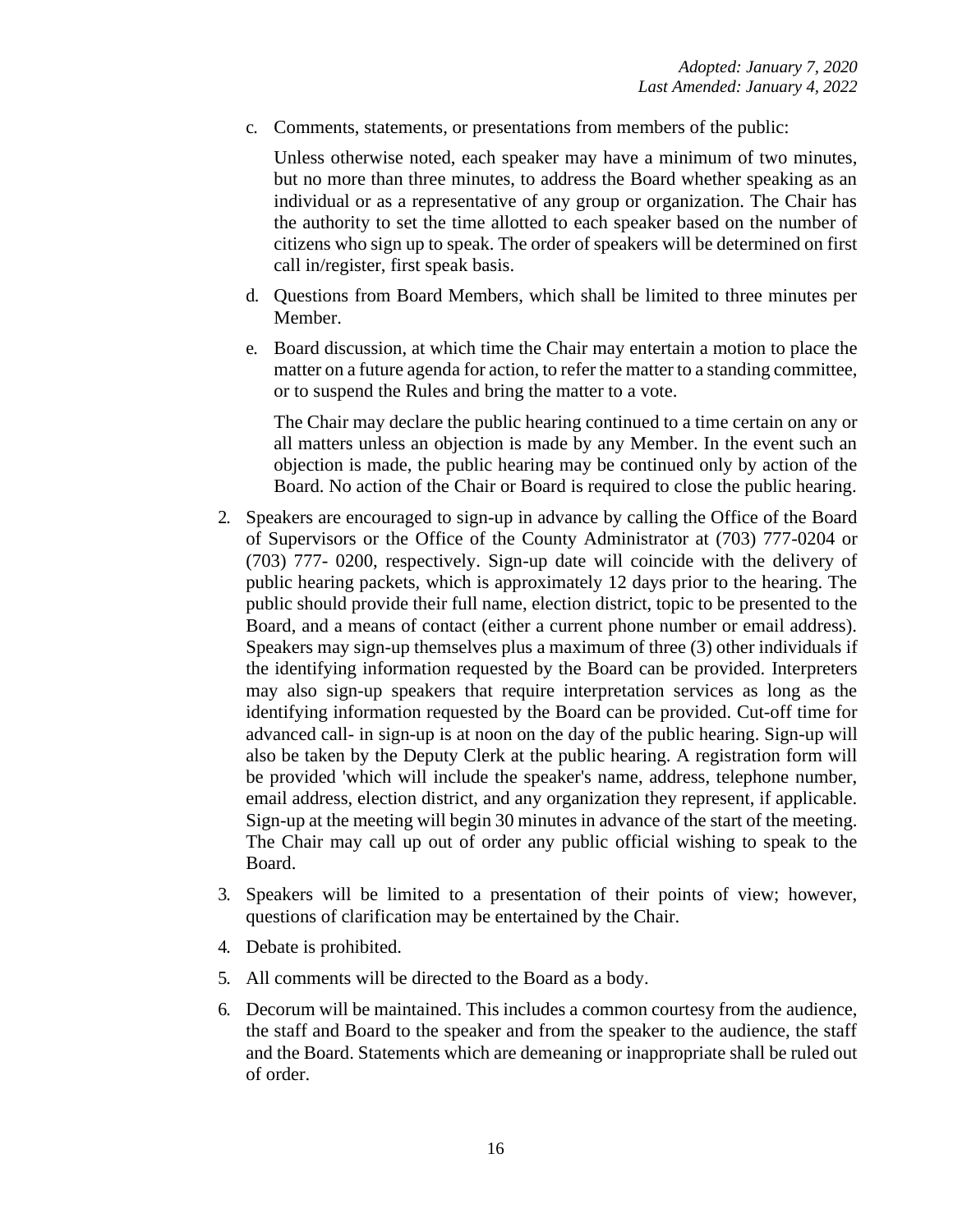c. Comments, statements, or presentations from members of the public:

   Unless otherwise noted, each speaker may have a minimum of two minutes, but no more than three minutes, to address the Board whether speaking as an individual or as a representative of any group or organization. The Chair has the authority to set the time allotted to each speaker based on the number of citizens who sign up to speak. The order of speakers will be determined on first call in/register, first speak basis.

d. Questions from Board Members, which shall be limited to three minutes per Member.

e. Board discussion, at which time the Chair may entertain a motion to place the matter on a future agenda for action, to refer the matter to a standing committee, or to suspend the Rules and bring the matter to a vote.

   The Chair may declare the public hearing continued to a time certain on any or all matters unless an objection is made by any Member. In the event such an objection is made, the public hearing may be continued only by action of the Board. No action of the Chair or Board is required to close the public hearing.

2. Speakers are encouraged to sign-up in advance by calling the Office of the Board of Supervisors or the Office of the County Administrator at (703) 777-0204 or (703) 777- 0200, respectively. Sign-up date will coincide with the delivery of public hearing packets, which is approximately 12 days prior to the hearing. The public should provide their full name, election district, topic to be presented to the Board, and a means of contact (either a current phone number or email address). Speakers may sign-up themselves plus a maximum of three (3) other individuals if the identifying information requested by the Board can be provided. Interpreters may also sign-up speakers that require interpretation services as long as the identifying information requested by the Board can be provided. Cut-off time for advanced call- in sign-up is at noon on the day of the public hearing. Sign-up will also be taken by the Deputy Clerk at the public hearing. A registration form will be provided 'which will include the speaker's name, address, telephone number, email address, election district, and any organization they represent, if applicable. Sign-up at the meeting will begin 30 minutes in advance of the start of the meeting. The Chair may call up out of order any public official wishing to speak to the Board.

3. Speakers will be limited to a presentation of their points of view; however, questions of clarification may be entertained by the Chair.

4. Debate is prohibited.

5. All comments will be directed to the Board as a body.

6. Decorum will be maintained. This includes a common courtesy from the audience, the staff and Board to the speaker and from the speaker to the audience, the staff and the Board. Statements which are demeaning or inappropriate shall be ruled out of order.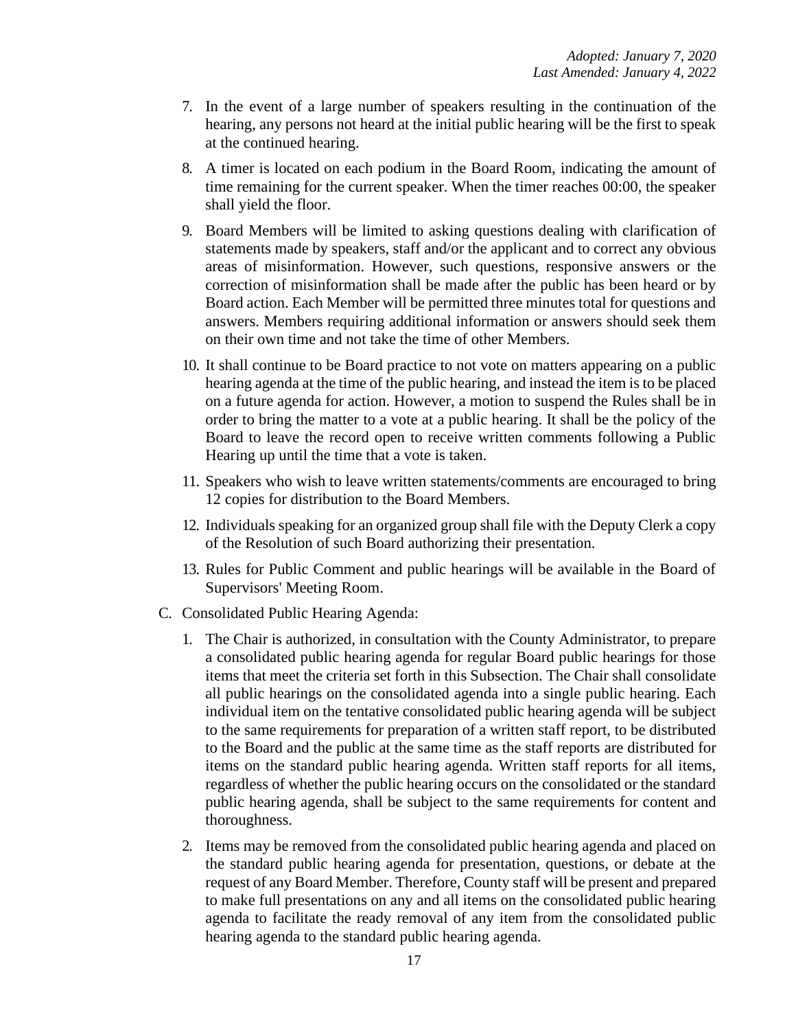7. In the event of a large number of speakers resulting in the continuation of the hearing, any persons not heard at the initial public hearing will be the first to speak at the continued hearing.

8. A timer is located on each podium in the Board Room, indicating the amount of time remaining for the current speaker. When the timer reaches 00:00, the speaker shall yield the floor.

9. Board Members will be limited to asking questions dealing with clarification of statements made by speakers, staff and/or the applicant and to correct any obvious areas of misinformation. However, such questions, responsive answers or the correction of misinformation shall be made after the public has been heard or by Board action. Each Member will be permitted three minutes total for questions and answers. Members requiring additional information or answers should seek them on their own time and not take the time of other Members.

10. It shall continue to be Board practice to not vote on matters appearing on a public hearing agenda at the time of the public hearing, and instead the item is to be placed on a future agenda for action. However, a motion to suspend the Rules shall be in order to bring the matter to a vote at a public hearing. It shall be the policy of the Board to leave the record open to receive written comments following a Public Hearing up until the time that a vote is taken.

11. Speakers who wish to leave written statements/comments are encouraged to bring 12 copies for distribution to the Board Members.

12. Individuals speaking for an organized group shall file with the Deputy Clerk a copy of the Resolution of such Board authorizing their presentation.

13. Rules for Public Comment and public hearings will be available in the Board of Supervisors' Meeting Room.

C. Consolidated Public Hearing Agenda:

1. The Chair is authorized, in consultation with the County Administrator, to prepare a consolidated public hearing agenda for regular Board public hearings for those items that meet the criteria set forth in this Subsection. The Chair shall consolidate all public hearings on the consolidated agenda into a single public hearing. Each individual item on the tentative consolidated public hearing agenda will be subject to the same requirements for preparation of a written staff report, to be distributed to the Board and the public at the same time as the staff reports are distributed for items on the standard public hearing agenda. Written staff reports for all items, regardless of whether the public hearing occurs on the consolidated or the standard public hearing agenda, shall be subject to the same requirements for content and thoroughness.

2. Items may be removed from the consolidated public hearing agenda and placed on the standard public hearing agenda for presentation, questions, or debate at the request of any Board Member. Therefore, County staff will be present and prepared to make full presentations on any and all items on the consolidated public hearing agenda to facilitate the ready removal of any item from the consolidated public hearing agenda to the standard public hearing agenda.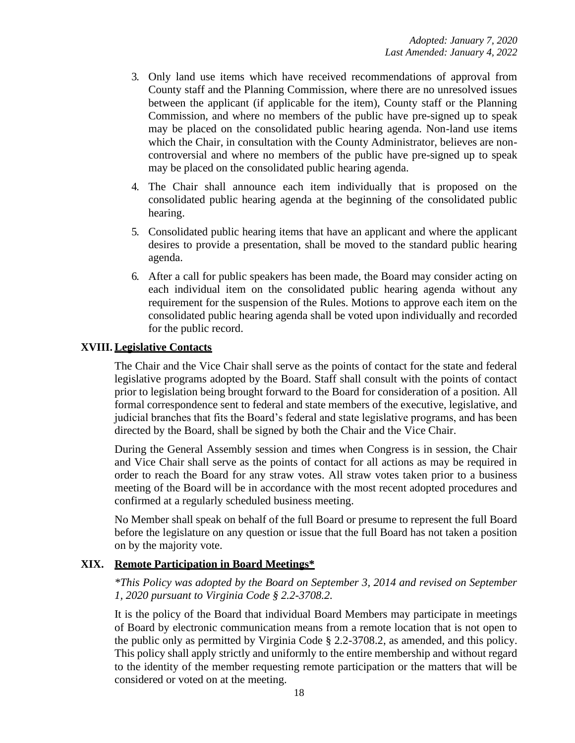*Adopted: January 7, 2020*
*Last Amended: January 4, 2022*

3. Only land use items which have received recommendations of approval from County staff and the Planning Commission, where there are no unresolved issues between the applicant (if applicable for the item), County staff or the Planning Commission, and where no members of the public have pre-signed up to speak may be placed on the consolidated public hearing agenda. Non-land use items which the Chair, in consultation with the County Administrator, believes are non-controversial and where no members of the public have pre-signed up to speak may be placed on the consolidated public hearing agenda.

4. The Chair shall announce each item individually that is proposed on the consolidated public hearing agenda at the beginning of the consolidated public hearing.

5. Consolidated public hearing items that have an applicant and where the applicant desires to provide a presentation, shall be moved to the standard public hearing agenda.

6. After a call for public speakers has been made, the Board may consider acting on each individual item on the consolidated public hearing agenda without any requirement for the suspension of the Rules. Motions to approve each item on the consolidated public hearing agenda shall be voted upon individually and recorded for the public record.

## XVIII. Legislative Contacts

The Chair and the Vice Chair shall serve as the points of contact for the state and federal legislative programs adopted by the Board. Staff shall consult with the points of contact prior to legislation being brought forward to the Board for consideration of a position. All formal correspondence sent to federal and state members of the executive, legislative, and judicial branches that fits the Board's federal and state legislative programs, and has been directed by the Board, shall be signed by both the Chair and the Vice Chair.

During the General Assembly session and times when Congress is in session, the Chair and Vice Chair shall serve as the points of contact for all actions as may be required in order to reach the Board for any straw votes. All straw votes taken prior to a business meeting of the Board will be in accordance with the most recent adopted procedures and confirmed at a regularly scheduled business meeting.

No Member shall speak on behalf of the full Board or presume to represent the full Board before the legislature on any question or issue that the full Board has not taken a position on by the majority vote.

## XIX. Remote Participation in Board Meetings*

*\*This Policy was adopted by the Board on September 3, 2014 and revised on September 1, 2020 pursuant to Virginia Code § 2.2-3708.2.*

It is the policy of the Board that individual Board Members may participate in meetings of Board by electronic communication means from a remote location that is not open to the public only as permitted by Virginia Code § 2.2-3708.2, as amended, and this policy. This policy shall apply strictly and uniformly to the entire membership and without regard to the identity of the member requesting remote participation or the matters that will be considered or voted on at the meeting.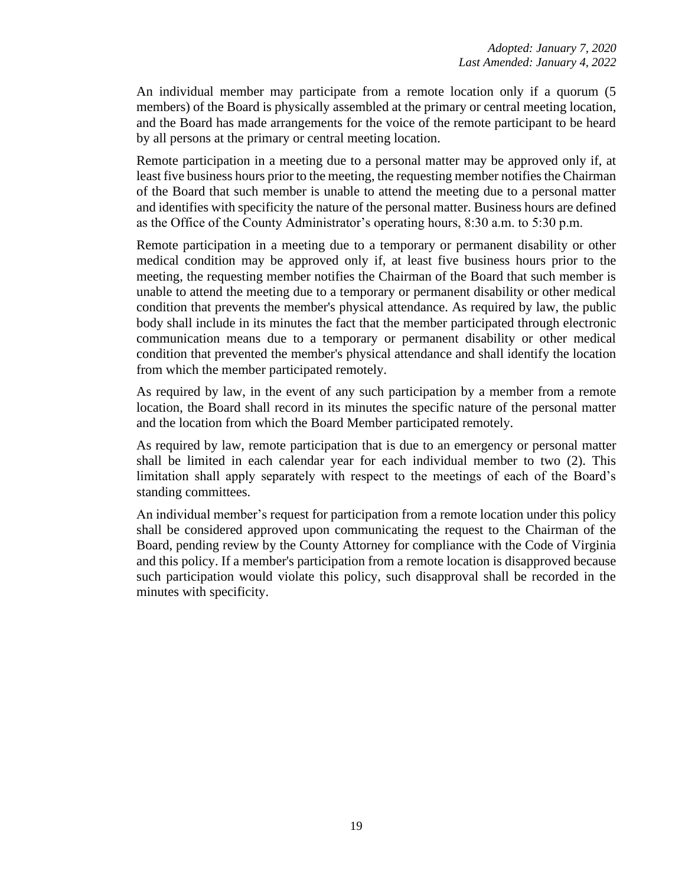*Adopted: January 7, 2020*
*Last Amended: January 4, 2022*

An individual member may participate from a remote location only if a quorum (5 members) of the Board is physically assembled at the primary or central meeting location, and the Board has made arrangements for the voice of the remote participant to be heard by all persons at the primary or central meeting location.

Remote participation in a meeting due to a personal matter may be approved only if, at least five business hours prior to the meeting, the requesting member notifies the Chairman of the Board that such member is unable to attend the meeting due to a personal matter and identifies with specificity the nature of the personal matter. Business hours are defined as the Office of the County Administrator's operating hours, 8:30 a.m. to 5:30 p.m.

Remote participation in a meeting due to a temporary or permanent disability or other medical condition may be approved only if, at least five business hours prior to the meeting, the requesting member notifies the Chairman of the Board that such member is unable to attend the meeting due to a temporary or permanent disability or other medical condition that prevents the member's physical attendance. As required by law, the public body shall include in its minutes the fact that the member participated through electronic communication means due to a temporary or permanent disability or other medical condition that prevented the member's physical attendance and shall identify the location from which the member participated remotely.

As required by law, in the event of any such participation by a member from a remote location, the Board shall record in its minutes the specific nature of the personal matter and the location from which the Board Member participated remotely.

As required by law, remote participation that is due to an emergency or personal matter shall be limited in each calendar year for each individual member to two (2). This limitation shall apply separately with respect to the meetings of each of the Board's standing committees.

An individual member's request for participation from a remote location under this policy shall be considered approved upon communicating the request to the Chairman of the Board, pending review by the County Attorney for compliance with the Code of Virginia and this policy. If a member's participation from a remote location is disapproved because such participation would violate this policy, such disapproval shall be recorded in the minutes with specificity.